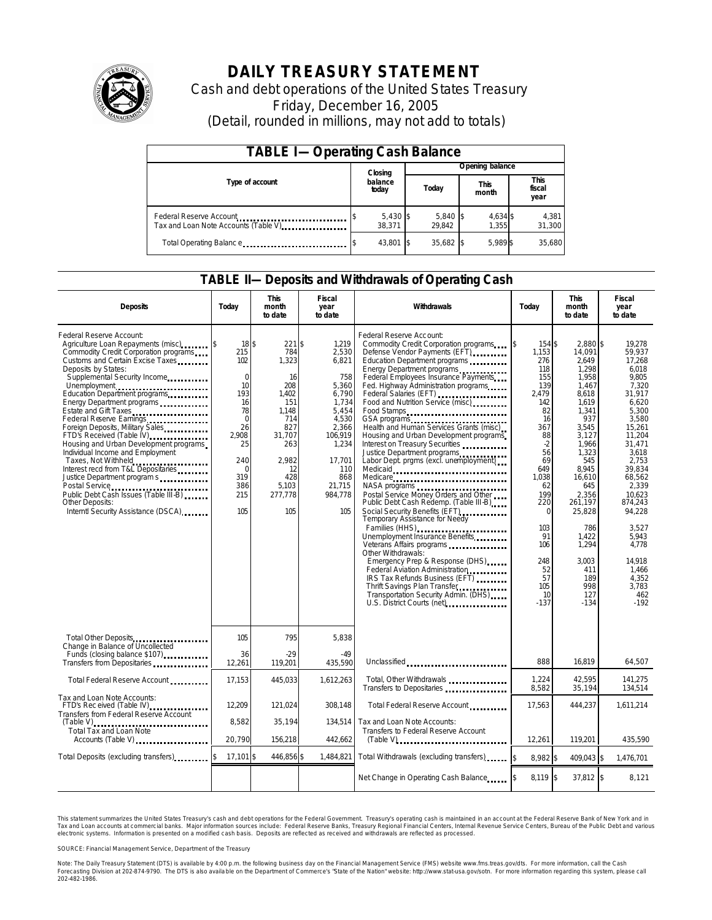# DAILY TREASURY STATEMENT

Cash and debt operations of the United States Treasury

Friday, December 16, 2005

(Detail, rounded in millions, may not add to totals)

## TABLE I—Operating Cash Balance

| Type of account | Closing balance today | Opening balance Today | Opening balance This month | Opening balance This fiscal year |
|---|---|---|---|---|
| Federal Reserve Account | $ 5,430 | $ 5,840 | $ 4,634 | $ 4,381 |
| Tax and Loan Note Accounts (Table V) | 38,371 | 29,842 | 1,355 | 31,300 |
| Total Operating Balance | $ 43,801 | $ 35,682 | $ 5,989 | $ 35,680 |

## TABLE II—Deposits and Withdrawals of Operating Cash

| Deposits | Today | This month to date | Fiscal year to date | Withdrawals | Today | This month to date | Fiscal year to date |
|---|---|---|---|---|---|---|---|
| Federal Reserve Account: | | | | Federal Reserve Account: | | | |
| Agriculture Loan Repayments (misc) | $ 18 | $ 221 | $ 1,219 | Commodity Credit Corporation programs | $ 154 | $ 2,880 | $ 19,278 |
| Commodity Credit Corporation programs | 215 | 784 | 2,530 | Defense Vendor Payments (EFT) | 1,153 | 14,091 | 59,937 |
| Customs and Certain Excise Taxes | 102 | 1,323 | 6,821 | Education Department programs | 276 | 2,649 | 17,268 |
| Deposits by States: | | | | Energy Department programs | 118 | 1,298 | 6,018 |
| Supplemental Security Income | 0 | 16 | 758 | Federal Employees Insurance Payments | 155 | 1,958 | 9,805 |
| Unemployment | 10 | 208 | 5,360 | Fed. Highway Administration programs | 139 | 1,467 | 7,320 |
| Education Department programs | 193 | 1,402 | 6,790 | Federal Salaries (EFT) | 2,479 | 8,618 | 31,917 |
| Energy Department programs | 16 | 151 | 1,734 | Food and Nutrition Service (misc) | 142 | 1,619 | 6,620 |
| Estate and Gift Taxes | 78 | 1,148 | 5,454 | Food Stamps | 82 | 1,341 | 5,300 |
| Federal Reserve Earnings | 0 | 714 | 4,530 | GSA programs | 16 | 937 | 3,580 |
| Foreign Deposits, Military Sales | 26 | 827 | 2,366 | Health and Human Services Grants (misc) | 367 | 3,545 | 15,261 |
| FTD's Received (Table IV) | 2,908 | 31,707 | 106,919 | Housing and Urban Development programs | 88 | 3,127 | 11,204 |
| Housing and Urban Development programs | 25 | 263 | 1,234 | Interest on Treasury Securities | -2 | 1,966 | 31,471 |
| Individual Income and Employment | | | | Justice Department programs | 56 | 1,323 | 3,618 |
| Taxes, Not Withheld | 240 | 2,982 | 17,701 | Labor Dept. prgms (excl. unemployment) | 69 | 545 | 2,753 |
| Interest recd from T&L Depositaries | 0 | 12 | 110 | Medicaid | 649 | 8,945 | 39,834 |
| Justice Department programs | 319 | 428 | 868 | Medicare | 1,038 | 16,610 | 68,562 |
| Postal Service | 386 | 5,103 | 21,715 | NASA programs | 62 | 645 | 2,339 |
| Public Debt Cash Issues (Table III-B) | 215 | 277,778 | 984,778 | Postal Service Money Orders and Other | 199 | 2,356 | 10,623 |
| Other Deposits: | | | | Public Debt Cash Redemp. (Table III-B) | 220 | 261,197 | 874,243 |
| Internl Security Assistance (DSCA) | 105 | 105 | 105 | Social Security Benefits (EFT) | 0 | 25,828 | 94,228 |
| | | | | Temporary Assistance for Needy Families (HHS) | 103 | 786 | 3,527 |
| | | | | Unemployment Insurance Benefits | 91 | 1,422 | 5,943 |
| | | | | Veterans Affairs programs | 106 | 1,294 | 4,778 |
| | | | | Other Withdrawals: | | | |
| | | | | Emergency Prep & Response (DHS) | 248 | 3,003 | 14,918 |
| | | | | Federal Aviation Administration | 52 | 411 | 1,466 |
| | | | | IRS Tax Refunds Business (EFT) | 57 | 189 | 4,352 |
| | | | | Thrift Savings Plan Transfer | 105 | 998 | 3,783 |
| | | | | Transportation Security Admin. (DHS) | 10 | 127 | 462 |
| | | | | U.S. District Courts (net) | -137 | -134 | -192 |
| Total Other Deposits | 105 | 795 | 5,838 | | | | |
| Change in Balance of Uncollected Funds (closing balance $107) | 36 | -29 | -49 | | | | |
| Transfers from Depositaries | 12,261 | 119,201 | 435,590 | Unclassified | 888 | 16,819 | 64,507 |
| Total Federal Reserve Account | 17,153 | 445,033 | 1,612,263 | Total, Other Withdrawals | 1,224 | 42,595 | 141,275 |
| | | | | Transfers to Depositaries | 8,582 | 35,194 | 134,514 |
| Tax and Loan Note Accounts: | | | | | | | |
| FTD's Received (Table IV) | 12,209 | 121,024 | 308,148 | Total Federal Reserve Account | 17,563 | 444,237 | 1,611,214 |
| Transfers from Federal Reserve Account (Table V) | 8,582 | 35,194 | 134,514 | Tax and Loan Note Accounts: | | | |
| Total Tax and Loan Note Accounts (Table V) | 20,790 | 156,218 | 442,662 | Transfers to Federal Reserve Account (Table V) | 12,261 | 119,201 | 435,590 |
| Total Deposits (excluding transfers) | $ 17,101 | $ 446,856 | $ 1,484,821 | Total Withdrawals (excluding transfers) | $ 8,982 | $ 409,043 | $ 1,476,701 |
| | | | | Net Change in Operating Cash Balance | $ 8,119 | $ 37,812 | $ 8,121 |

This statement summarizes the United States Treasury's cash and debt operations for the Federal Government. Treasury's operating cash is maintained in an account at the Federal Reserve Bank of New York and in Tax and Loan accounts at commercial banks. Major information sources include: Federal Reserve Banks, Treasury Regional Financial Centers, Internal Revenue Service Centers, Bureau of the Public Debt and various electronic systems. Information is presented on a modified cash basis. Deposits are reflected as received and withdrawals are reflected as processed.

SOURCE: Financial Management Service, Department of the Treasury

Note: The Daily Treasury Statement (DTS) is available by 4:00 p.m. the following business day on the Financial Management Service (FMS) website www.fms.treas.gov/dts. For more information, call the Cash Forecasting Division at 202-874-9790. The DTS is also available on the Department of Commerce's "State of the Nation" website: http://www.stat-usa.gov/sotn. For more information regarding this system, please call 202-482-1986.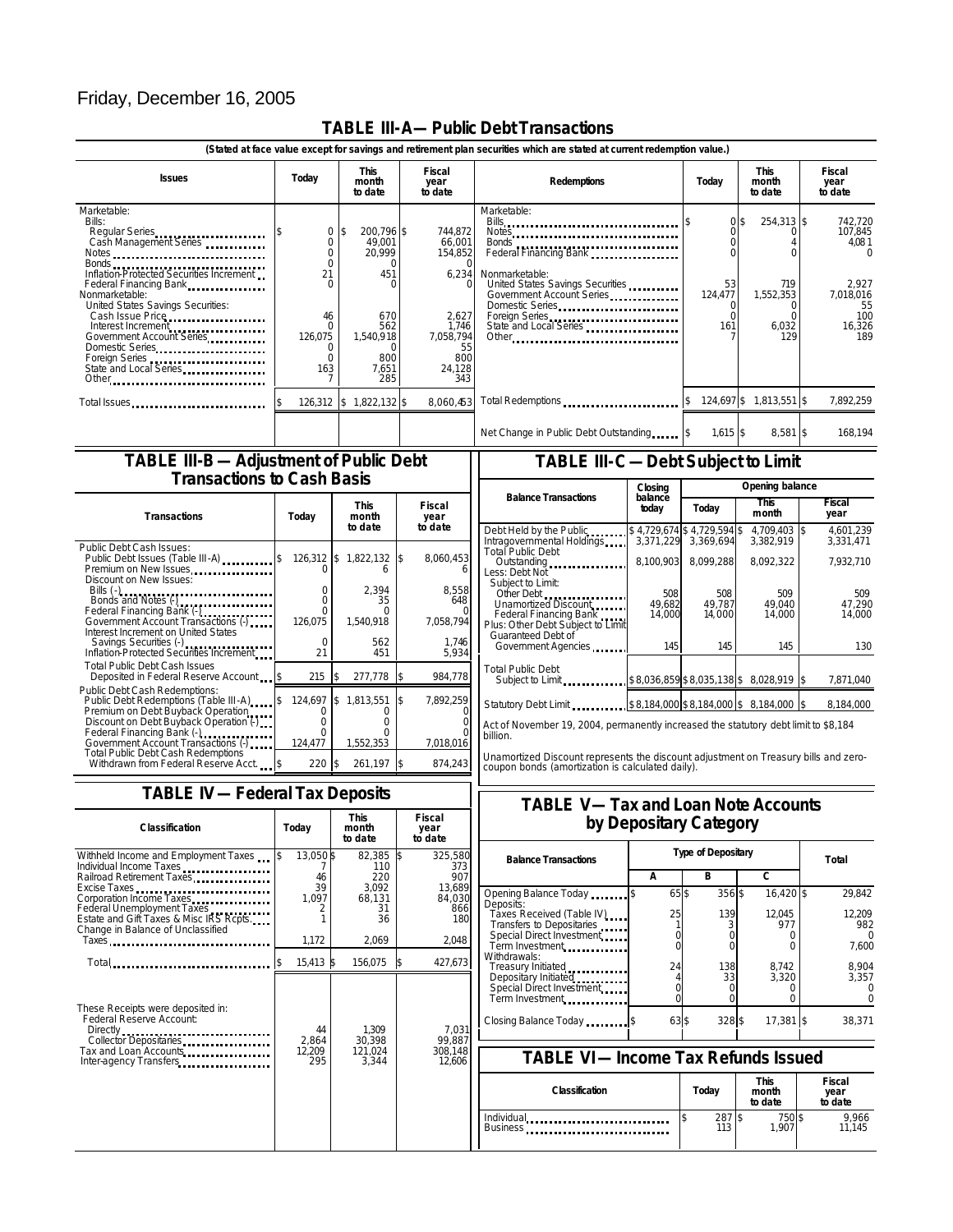Friday, December 16, 2005

## TABLE III-A — Public Debt Transactions

(Stated at face value except for savings and retirement plan securities which are stated at current redemption value.)

| Issues | Today | This month to date | Fiscal year to date | Redemptions | Today | This month to date | Fiscal year to date |
|---|---|---|---|---|---|---|---|
| Marketable: | | | | Marketable: | | | |
| Bills: | | | | Bills | $ 0 | $ 254,313 | $ 742,720 |
| Regular Series | $ 0 | $ 200,796 | $ 744,872 | Notes | 0 | 0 | 107,845 |
| Cash Management Series | 0 | 49,001 | 66,001 | Bonds | 0 | 4 | 4,081 |
| Notes | 0 | 20,999 | 154,852 | Federal Financing Bank | 0 | 0 | 0 |
| Bonds | 0 | 0 | 0 | | | | |
| Inflation-Protected Securities Increment | 21 | 451 | 6,234 | Nonmarketable: | | | |
| Federal Financing Bank | 0 | 0 | 0 | United States Savings Securities | 53 | 719 | 2,927 |
| Nonmarketable: | | | | Government Account Series | 124,477 | 1,552,353 | 7,018,016 |
| United States Savings Securities: | | | | Domestic Series | 0 | 0 | 55 |
| Cash Issue Price | 46 | 670 | 2,627 | Foreign Series | 0 | 0 | 100 |
| Interest Increment | 0 | 562 | 1,746 | State and Local Series | 161 | 6,032 | 16,326 |
| Government Account Series | 126,075 | 1,540,918 | 7,058,794 | Other | 7 | 129 | 189 |
| Domestic Series | 0 | 0 | 55 | | | | |
| Foreign Series | 0 | 800 | 800 | | | | |
| State and Local Series | 163 | 7,651 | 24,128 | | | | |
| Other | 7 | 285 | 343 | | | | |
| Total Issues | $ 126,312 | $ 1,822,132 | $ 8,060,453 | Total Redemptions | $ 124,697 | $ 1,813,551 | $ 7,892,259 |
| | | | | Net Change in Public Debt Outstanding | $ 1,615 | $ 8,581 | $ 168,194 |

## TABLE III-B — Adjustment of Public Debt Transactions to Cash Basis

| Transactions | Today | This month to date | Fiscal year to date |
|---|---|---|---|
| Public Debt Cash Issues: | | | |
| Public Debt Issues (Table III-A) | $ 126,312 | $ 1,822,132 | $ 8,060,453 |
| Premium on New Issues | 0 | 6 | 6 |
| Discount on New Issues: | | | |
| Bills (-) | 0 | 2,394 | 8,558 |
| Bonds and Notes (-) | 0 | 35 | 648 |
| Federal Financing Bank (-) | 0 | 0 | 0 |
| Government Account Transactions (-) | 126,075 | 1,540,918 | 7,058,794 |
| Interest Increment on United States Savings Securities (-) | 0 | 562 | 1,746 |
| Inflation-Protected Securities Increment | 21 | 451 | 5,934 |
| Total Public Debt Cash Issues Deposited in Federal Reserve Account | $ 215 | $ 277,778 | $ 984,778 |
| Public Debt Cash Redemptions: | | | |
| Public Debt Redemptions (Table III-A) | $ 124,697 | $ 1,813,551 | $ 7,892,259 |
| Premium on Debt Buyback Operation | 0 | 0 | 0 |
| Discount on Debt Buyback Operation (-) | 0 | 0 | 0 |
| Federal Financing Bank (-) | 0 | 0 | 0 |
| Government Account Transactions (-) | 124,477 | 1,552,353 | 7,018,016 |
| Total Public Debt Cash Redemptions Withdrawn from Federal Reserve Acct. | $ 220 | $ 261,197 | $ 874,243 |

## TABLE III-C — Debt Subject to Limit

| Balance Transactions | Closing balance today | Opening balance Today | This month | Fiscal year |
|---|---|---|---|---|
| Debt Held by the Public | $ 4,729,674 | $ 4,729,594 | $ 4,709,403 | $ 4,601,239 |
| Intragovernmental Holdings | 3,371,229 | 3,369,694 | 3,382,919 | 3,331,471 |
| Total Public Debt Outstanding | 8,100,903 | 8,099,288 | 8,092,322 | 7,932,710 |
| Less: Debt Not Subject to Limit: | | | | |
| Other Debt | 508 | 508 | 509 | 509 |
| Unamortized Discount | 49,682 | 49,787 | 49,040 | 47,290 |
| Federal Financing Bank | 14,000 | 14,000 | 14,000 | 14,000 |
| Plus: Other Debt Subject to Limit Guaranteed Debt of Government Agencies | 145 | 145 | 145 | 130 |
| Total Public Debt Subject to Limit | $ 8,036,859 | $ 8,035,138 | $ 8,028,919 | $ 7,871,040 |
| Statutory Debt Limit | $ 8,184,000 | $ 8,184,000 | $ 8,184,000 | $ 8,184,000 |

Act of November 19, 2004, permanently increased the statutory debt limit to $8,184 billion.

Unamortized Discount represents the discount adjustment on Treasury bills and zero-coupon bonds (amortization is calculated daily).

## TABLE IV — Federal Tax Deposits

| Classification | Today | This month to date | Fiscal year to date |
|---|---|---|---|
| Withheld Income and Employment Taxes | $ 13,050 | $ 82,385 | $ 325,580 |
| Individual Income Taxes | 7 | 110 | 373 |
| Railroad Retirement Taxes | 46 | 220 | 907 |
| Excise Taxes | 39 | 3,092 | 13,689 |
| Corporation Income Taxes | 1,097 | 68,131 | 84,030 |
| Federal Unemployment Taxes | 2 | 31 | 866 |
| Estate and Gift Taxes & Misc IRS Rcpts. | 1 | 36 | 180 |
| Change in Balance of Unclassified Taxes | 1,172 | 2,069 | 2,048 |
| Total | $ 15,413 | $ 156,075 | $ 427,673 |
| These Receipts were deposited in: | | | |
| Federal Reserve Account: | | | |
| Directly | 44 | 1,309 | 7,031 |
| Collector Depositaries | 2,864 | 30,398 | 99,887 |
| Tax and Loan Accounts | 12,209 | 121,024 | 308,148 |
| Inter-agency Transfers | 295 | 3,344 | 12,606 |

## TABLE V — Tax and Loan Note Accounts by Depositary Category

| Balance Transactions | Type of Depositary A | B | C | Total |
|---|---|---|---|---|
| Opening Balance Today | $ 65 | $ 356 | $ 16,420 | $ 29,842 |
| Deposits: | | | | |
| Taxes Received (Table IV) | 25 | 139 | 12,045 | 12,209 |
| Transfers to Depositaries | 1 | 3 | 977 | 982 |
| Special Direct Investment | 0 | 0 | 0 | 0 |
| Term Investment | 0 | 0 | 0 | 7,600 |
| Withdrawals: | | | | |
| Treasury Initiated | 24 | 138 | 8,742 | 8,904 |
| Depositary Initiated | 4 | 33 | 3,320 | 3,357 |
| Special Direct Investment | 0 | 0 | 0 | 0 |
| Term Investment | 0 | 0 | 0 | 0 |
| Closing Balance Today | $ 63 | $ 328 | $ 17,381 | $ 38,371 |

## TABLE VI — Income Tax Refunds Issued

| Classification | Today | This month to date | Fiscal year to date |
|---|---|---|---|
| Individual | $ 287 | $ 750 | $ 9,966 |
| Business | 113 | 1,907 | 11,145 |